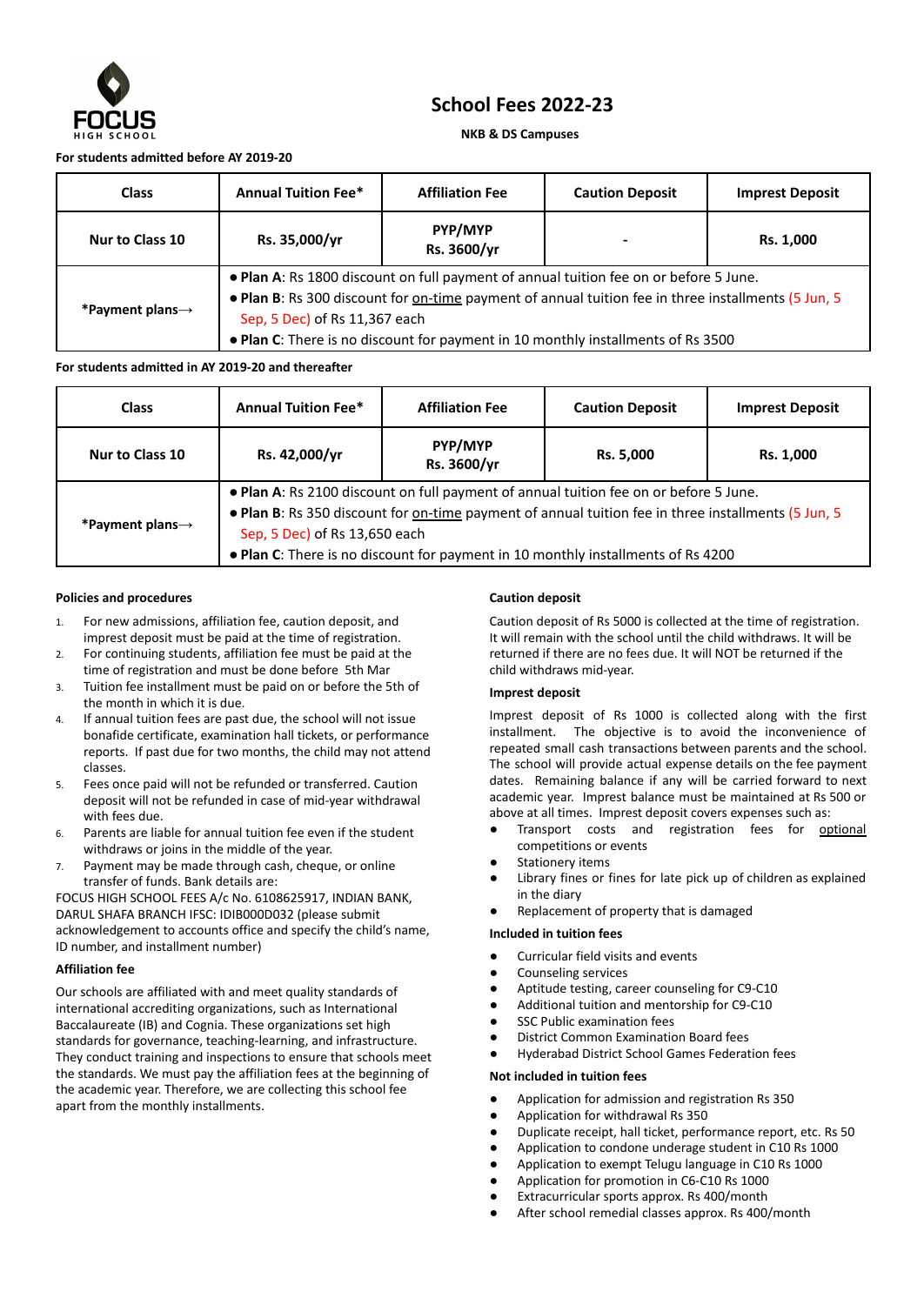FOCUS HIGH SCHOOL

# School Fees 2022-23

**NKB & DS Campuses**

**For students admitted before AY 2019-20**

| Class | Annual Tuition Fee* | Affiliation Fee | Caution Deposit | Imprest Deposit |
|---|---|---|---|---|
| **Nur to Class 10** | **Rs. 35,000/yr** | **PYP/MYP Rs. 3600/yr** | - | **Rs. 1,000** |
| ***Payment plans→** | ● **Plan A**: Rs 1800 discount on full payment of annual tuition fee on or before 5 June. ● **Plan B**: Rs 300 discount for on-time payment of annual tuition fee in three installments (5 Jun, 5 Sep, 5 Dec) of Rs 11,367 each ● **Plan C**: There is no discount for payment in 10 monthly installments of Rs 3500 | | | |

**For students admitted in AY 2019-20 and thereafter**

| Class | Annual Tuition Fee* | Affiliation Fee | Caution Deposit | Imprest Deposit |
|---|---|---|---|---|
| **Nur to Class 10** | **Rs. 42,000/yr** | **PYP/MYP Rs. 3600/yr** | **Rs. 5,000** | **Rs. 1,000** |
| ***Payment plans→** | ● **Plan A**: Rs 2100 discount on full payment of annual tuition fee on or before 5 June. ● **Plan B**: Rs 350 discount for on-time payment of annual tuition fee in three installments (5 Jun, 5 Sep, 5 Dec) of Rs 13,650 each ● **Plan C**: There is no discount for payment in 10 monthly installments of Rs 4200 | | | |

### Policies and procedures

1. For new admissions, affiliation fee, caution deposit, and imprest deposit must be paid at the time of registration.
2. For continuing students, affiliation fee must be paid at the time of registration and must be done before 5th Mar
3. Tuition fee installment must be paid on or before the 5th of the month in which it is due.
4. If annual tuition fees are past due, the school will not issue bonafide certificate, examination hall tickets, or performance reports. If past due for two months, the child may not attend classes.
5. Fees once paid will not be refunded or transferred. Caution deposit will not be refunded in case of mid-year withdrawal with fees due.
6. Parents are liable for annual tuition fee even if the student withdraws or joins in the middle of the year.
7. Payment may be made through cash, cheque, or online transfer of funds. Bank details are:

FOCUS HIGH SCHOOL FEES A/c No. 6108625917, INDIAN BANK, DARUL SHAFA BRANCH IFSC: IDIB000D032 (please submit acknowledgement to accounts office and specify the child's name, ID number, and installment number)

### Affiliation fee

Our schools are affiliated with and meet quality standards of international accrediting organizations, such as International Baccalaureate (IB) and Cognia. These organizations set high standards for governance, teaching-learning, and infrastructure. They conduct training and inspections to ensure that schools meet the standards. We must pay the affiliation fees at the beginning of the academic year. Therefore, we are collecting this school fee apart from the monthly installments.

### Caution deposit

Caution deposit of Rs 5000 is collected at the time of registration. It will remain with the school until the child withdraws. It will be returned if there are no fees due. It will NOT be returned if the child withdraws mid-year.

### Imprest deposit

Imprest deposit of Rs 1000 is collected along with the first installment. The objective is to avoid the inconvenience of repeated small cash transactions between parents and the school. The school will provide actual expense details on the fee payment dates. Remaining balance if any will be carried forward to next academic year. Imprest balance must be maintained at Rs 500 or above at all times. Imprest deposit covers expenses such as:

- Transport costs and registration fees for optional competitions or events
- Stationery items
- Library fines or fines for late pick up of children as explained in the diary
- Replacement of property that is damaged

### Included in tuition fees

- Curricular field visits and events
- Counseling services
- Aptitude testing, career counseling for C9-C10
- Additional tuition and mentorship for C9-C10
- SSC Public examination fees
- District Common Examination Board fees
- Hyderabad District School Games Federation fees

### Not included in tuition fees

- Application for admission and registration Rs 350
- Application for withdrawal Rs 350
- Duplicate receipt, hall ticket, performance report, etc. Rs 50
- Application to condone underage student in C10 Rs 1000
- Application to exempt Telugu language in C10 Rs 1000
- Application for promotion in C6-C10 Rs 1000
- Extracurricular sports approx. Rs 400/month
- After school remedial classes approx. Rs 400/month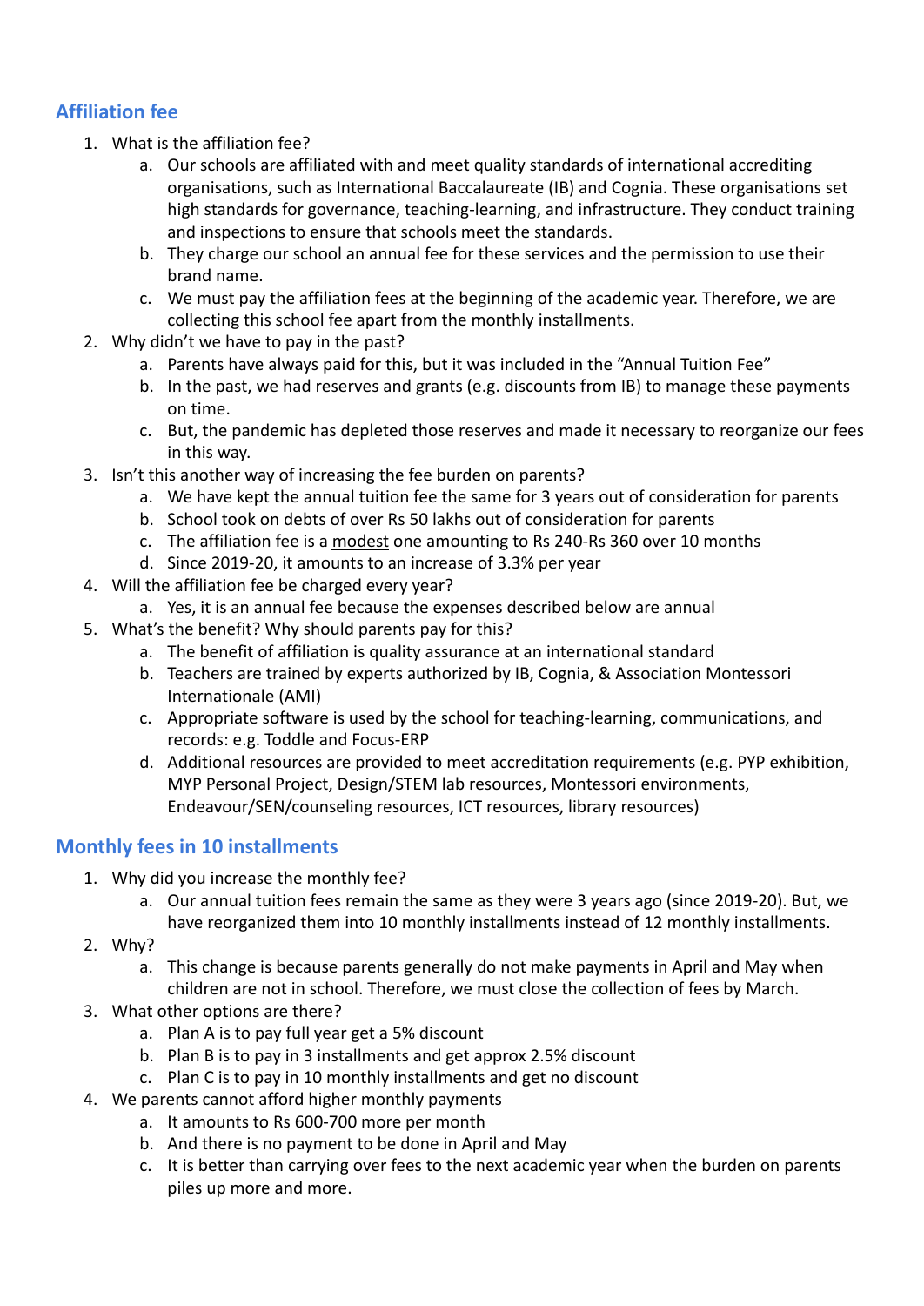## Affiliation fee

1. What is the affiliation fee?
    a. Our schools are affiliated with and meet quality standards of international accrediting organisations, such as International Baccalaureate (IB) and Cognia. These organisations set high standards for governance, teaching-learning, and infrastructure. They conduct training and inspections to ensure that schools meet the standards.
    b. They charge our school an annual fee for these services and the permission to use their brand name.
    c. We must pay the affiliation fees at the beginning of the academic year. Therefore, we are collecting this school fee apart from the monthly installments.
2. Why didn't we have to pay in the past?
    a. Parents have always paid for this, but it was included in the "Annual Tuition Fee"
    b. In the past, we had reserves and grants (e.g. discounts from IB) to manage these payments on time.
    c. But, the pandemic has depleted those reserves and made it necessary to reorganize our fees in this way.
3. Isn't this another way of increasing the fee burden on parents?
    a. We have kept the annual tuition fee the same for 3 years out of consideration for parents
    b. School took on debts of over Rs 50 lakhs out of consideration for parents
    c. The affiliation fee is a <u>modest</u> one amounting to Rs 240-Rs 360 over 10 months
    d. Since 2019-20, it amounts to an increase of 3.3% per year
4. Will the affiliation fee be charged every year?
    a. Yes, it is an annual fee because the expenses described below are annual
5. What's the benefit? Why should parents pay for this?
    a. The benefit of affiliation is quality assurance at an international standard
    b. Teachers are trained by experts authorized by IB, Cognia, & Association Montessori Internationale (AMI)
    c. Appropriate software is used by the school for teaching-learning, communications, and records: e.g. Toddle and Focus-ERP
    d. Additional resources are provided to meet accreditation requirements (e.g. PYP exhibition, MYP Personal Project, Design/STEM lab resources, Montessori environments, Endeavour/SEN/counseling resources, ICT resources, library resources)

## Monthly fees in 10 installments

1. Why did you increase the monthly fee?
    a. Our annual tuition fees remain the same as they were 3 years ago (since 2019-20). But, we have reorganized them into 10 monthly installments instead of 12 monthly installments.
2. Why?
    a. This change is because parents generally do not make payments in April and May when children are not in school. Therefore, we must close the collection of fees by March.
3. What other options are there?
    a. Plan A is to pay full year get a 5% discount
    b. Plan B is to pay in 3 installments and get approx 2.5% discount
    c. Plan C is to pay in 10 monthly installments and get no discount
4. We parents cannot afford higher monthly payments
    a. It amounts to Rs 600-700 more per month
    b. And there is no payment to be done in April and May
    c. It is better than carrying over fees to the next academic year when the burden on parents piles up more and more.